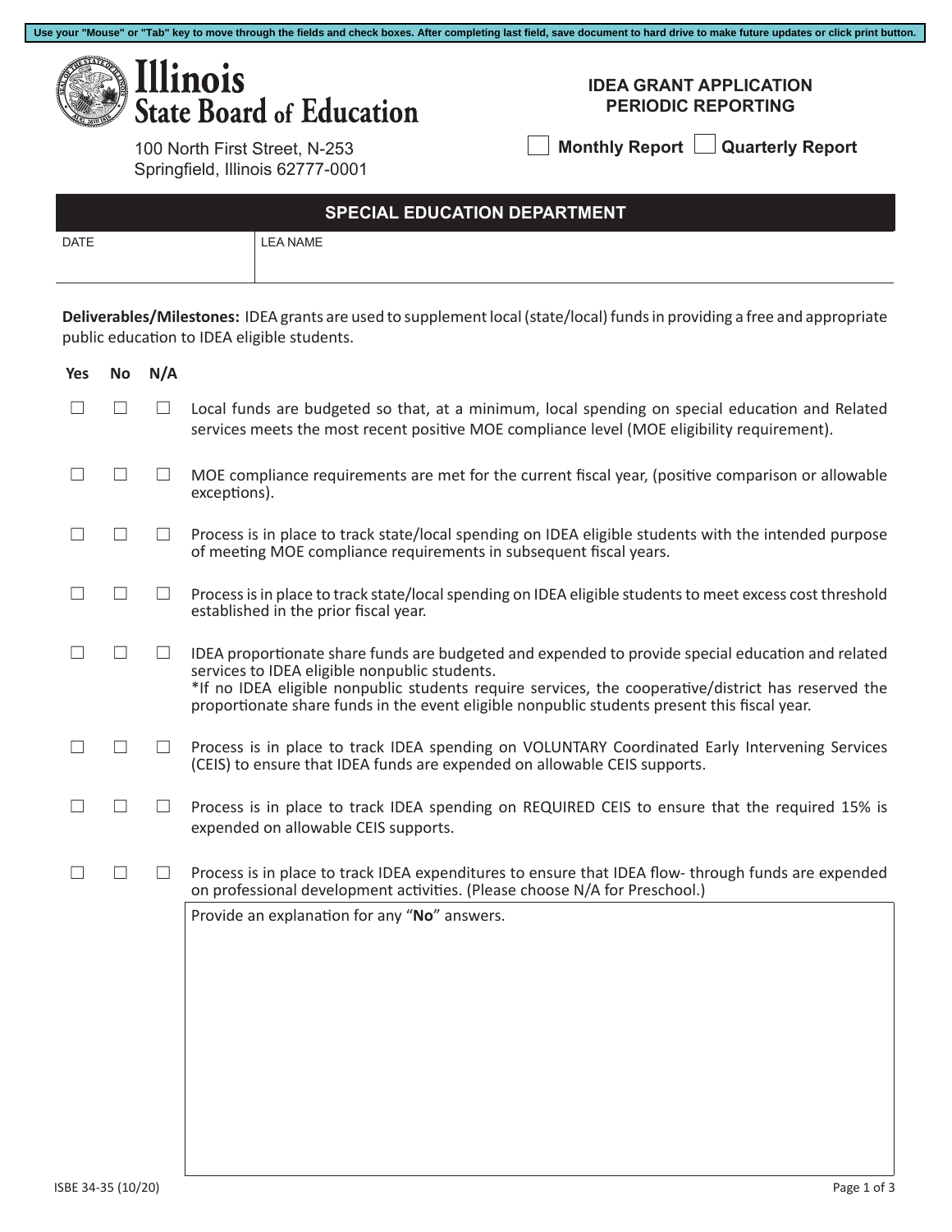Use your "Mouse" or "Tab" key to move through the fields and check boxes. After completing last field, save document to hard drive to make future updates or click print button.

# Illinois State Board of Education

100 North First Street, N-253
Springfield, Illinois 62777-0001

## IDEA GRANT APPLICATION PERIODIC REPORTING

☐ Monthly Report ☐ Quarterly Report

## SPECIAL EDUCATION DEPARTMENT

| DATE | LEA NAME |
|---|---|
| | |

**Deliverables/Milestones:** IDEA grants are used to supplement local (state/local) funds in providing a free and appropriate public education to IDEA eligible students.

| Yes | No | N/A | |
|---|---|---|---|
| ☐ | ☐ | ☐ | Local funds are budgeted so that, at a minimum, local spending on special education and Related services meets the most recent positive MOE compliance level (MOE eligibility requirement). |
| ☐ | ☐ | ☐ | MOE compliance requirements are met for the current fiscal year, (positive comparison or allowable exceptions). |
| ☐ | ☐ | ☐ | Process is in place to track state/local spending on IDEA eligible students with the intended purpose of meeting MOE compliance requirements in subsequent fiscal years. |
| ☐ | ☐ | ☐ | Process is in place to track state/local spending on IDEA eligible students to meet excess cost threshold established in the prior fiscal year. |
| ☐ | ☐ | ☐ | IDEA proportionate share funds are budgeted and expended to provide special education and related services to IDEA eligible nonpublic students. *If no IDEA eligible nonpublic students require services, the cooperative/district has reserved the proportionate share funds in the event eligible nonpublic students present this fiscal year. |
| ☐ | ☐ | ☐ | Process is in place to track IDEA spending on VOLUNTARY Coordinated Early Intervening Services (CEIS) to ensure that IDEA funds are expended on allowable CEIS supports. |
| ☐ | ☐ | ☐ | Process is in place to track IDEA spending on REQUIRED CEIS to ensure that the required 15% is expended on allowable CEIS supports. |
| ☐ | ☐ | ☐ | Process is in place to track IDEA expenditures to ensure that IDEA flow- through funds are expended on professional development activities. (Please choose N/A for Preschool.) |

Provide an explanation for any "**No**" answers.

ISBE 34-35 (10/20)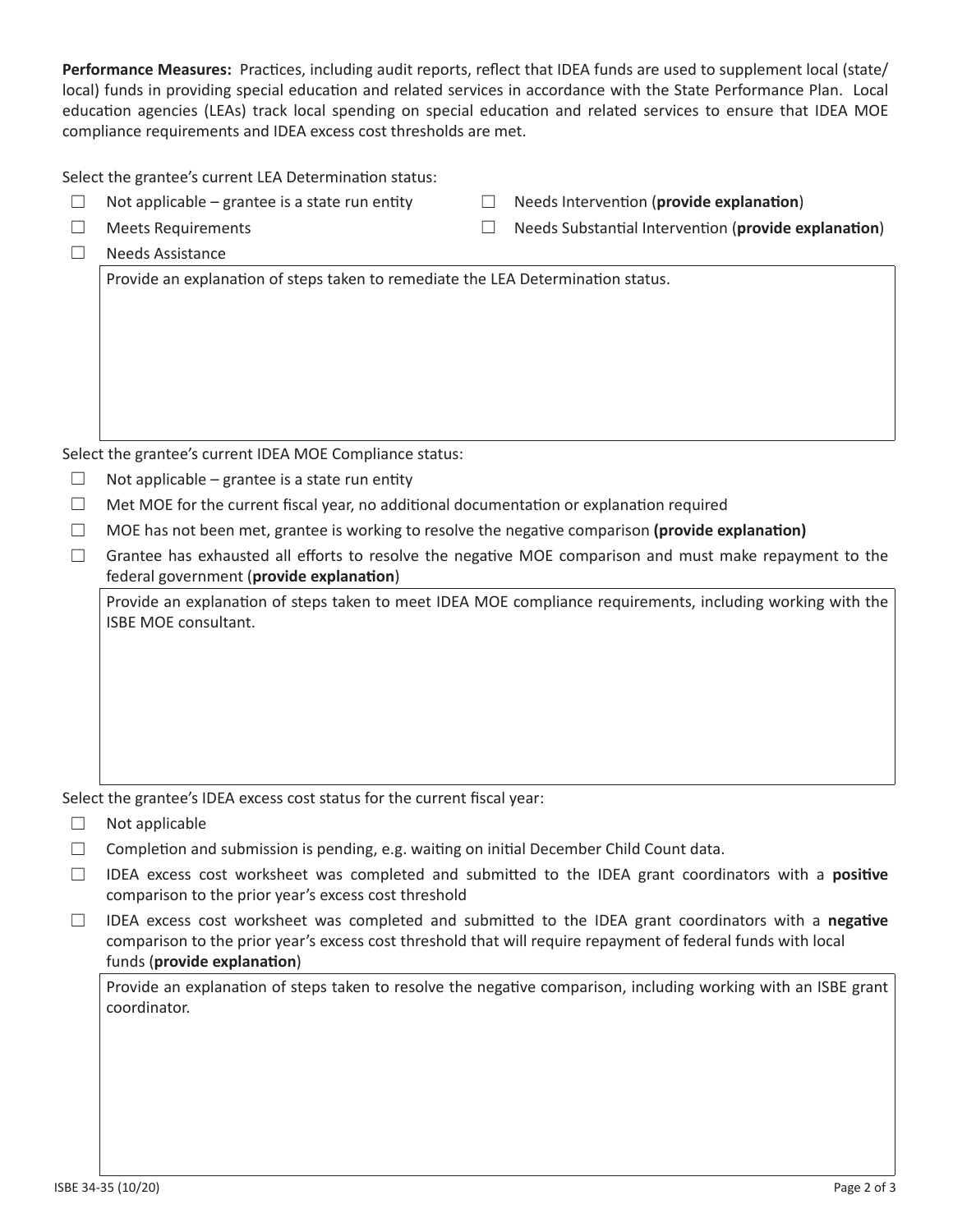**Performance Measures:** Practices, including audit reports, reflect that IDEA funds are used to supplement local (state/local) funds in providing special education and related services in accordance with the State Performance Plan. Local education agencies (LEAs) track local spending on special education and related services to ensure that IDEA MOE compliance requirements and IDEA excess cost thresholds are met.

Select the grantee's current LEA Determination status:

- ☐ Not applicable – grantee is a state run entity
- ☐ Meets Requirements
- ☐ Needs Assistance
- ☐ Needs Intervention (**provide explanation**)
- ☐ Needs Substantial Intervention (**provide explanation**)

Provide an explanation of steps taken to remediate the LEA Determination status.

Select the grantee's current IDEA MOE Compliance status:

- ☐ Not applicable – grantee is a state run entity
- ☐ Met MOE for the current fiscal year, no additional documentation or explanation required
- ☐ MOE has not been met, grantee is working to resolve the negative comparison **(provide explanation)**
- ☐ Grantee has exhausted all efforts to resolve the negative MOE comparison and must make repayment to the federal government (**provide explanation**)

Provide an explanation of steps taken to meet IDEA MOE compliance requirements, including working with the ISBE MOE consultant.

Select the grantee's IDEA excess cost status for the current fiscal year:

- ☐ Not applicable
- ☐ Completion and submission is pending, e.g. waiting on initial December Child Count data.
- ☐ IDEA excess cost worksheet was completed and submitted to the IDEA grant coordinators with a **positive** comparison to the prior year's excess cost threshold
- ☐ IDEA excess cost worksheet was completed and submitted to the IDEA grant coordinators with a **negative** comparison to the prior year's excess cost threshold that will require repayment of federal funds with local funds (**provide explanation**)

Provide an explanation of steps taken to resolve the negative comparison, including working with an ISBE grant coordinator.

ISBE 34-35 (10/20)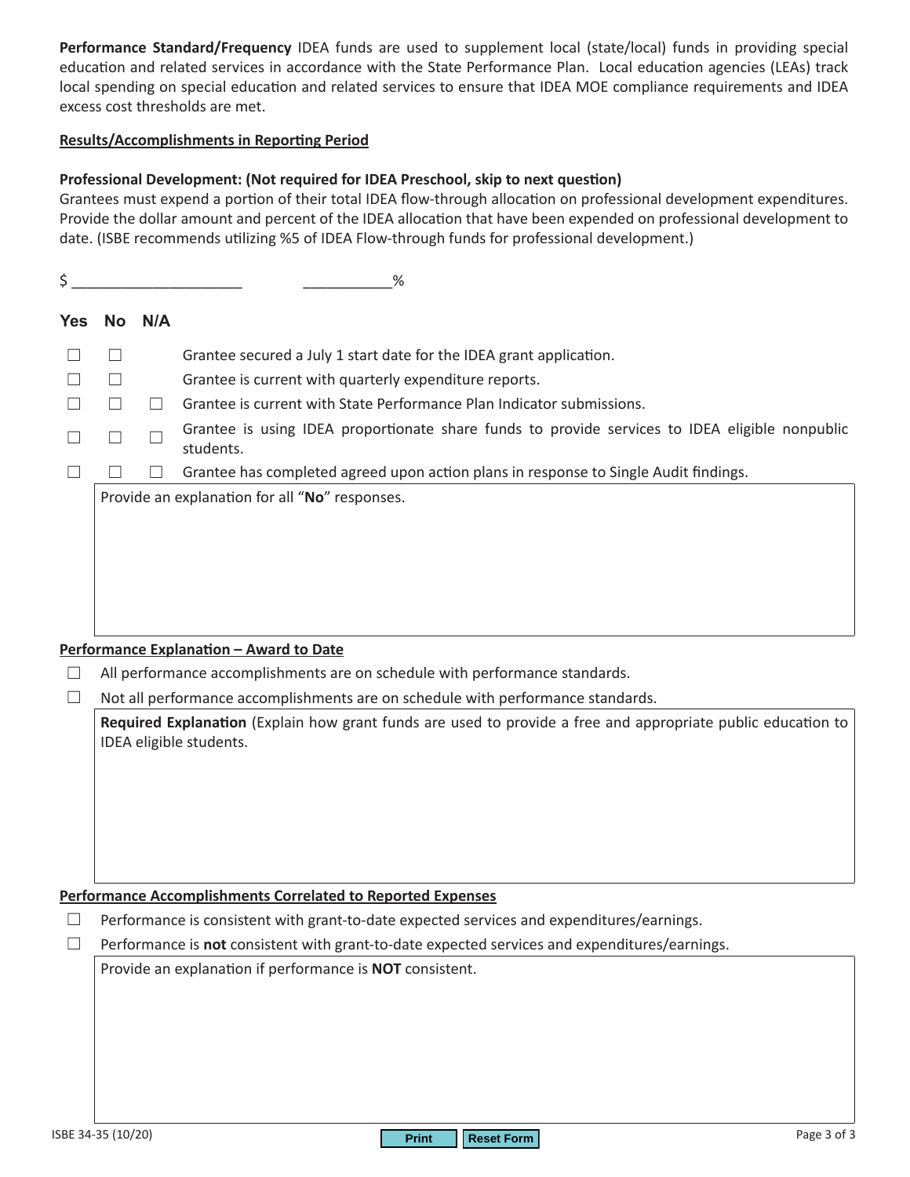**Performance Standard/Frequency** IDEA funds are used to supplement local (state/local) funds in providing special education and related services in accordance with the State Performance Plan. Local education agencies (LEAs) track local spending on special education and related services to ensure that IDEA MOE compliance requirements and IDEA excess cost thresholds are met.

**Results/Accomplishments in Reporting Period**

**Professional Development: (Not required for IDEA Preschool, skip to next question)**
Grantees must expend a portion of their total IDEA flow-through allocation on professional development expenditures. Provide the dollar amount and percent of the IDEA allocation that have been expended on professional development to date. (ISBE recommends utilizing %5 of IDEA Flow-through funds for professional development.)

$ ____________________ __________%

| Yes | No | N/A | |
|---|---|---|---|
| ☐ | ☐ | | Grantee secured a July 1 start date for the IDEA grant application. |
| ☐ | ☐ | ☐ | Grantee is current with quarterly expenditure reports. |
| ☐ | ☐ | ☐ | Grantee is current with State Performance Plan Indicator submissions. |
| ☐ | ☐ | ☐ | Grantee is using IDEA proportionate share funds to provide services to IDEA eligible nonpublic students. |
| ☐ | ☐ | ☐ | Grantee has completed agreed upon action plans in response to Single Audit findings. |

Provide an explanation for all "**No**" responses.

**Performance Explanation – Award to Date**

☐ All performance accomplishments are on schedule with performance standards.

☐ Not all performance accomplishments are on schedule with performance standards.

**Required Explanation** (Explain how grant funds are used to provide a free and appropriate public education to IDEA eligible students.

**Performance Accomplishments Correlated to Reported Expenses**

☐ Performance is consistent with grant-to-date expected services and expenditures/earnings.

☐ Performance is **not** consistent with grant-to-date expected services and expenditures/earnings.

Provide an explanation if performance is **NOT** consistent.

ISBE 34-35 (10/20)